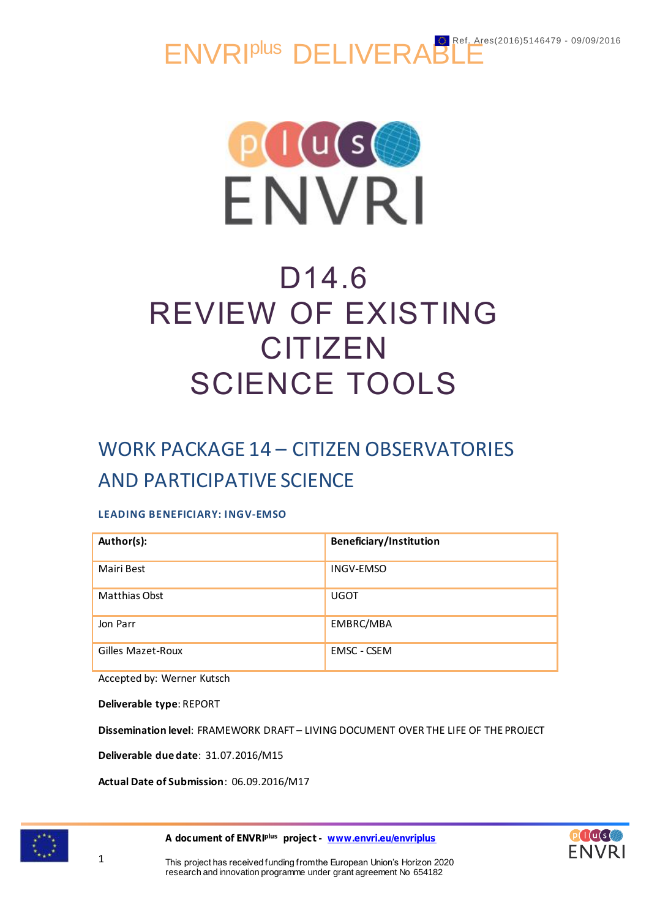Ref. Ares(2016)5146479 - 09/09/2016

# ENVRI[plus] DELIVERABLE

# D14.6 REVIEW OF EXISTING CITIZEN SCIENCE TOOLS

## WORK PACKAGE 14 – CITIZEN OBSERVATORIES AND PARTICIPATIVE SCIENCE

**LEADING BENEFICIARY: INGV-EMSO**

| **Author(s):** | **Beneficiary/Institution** |
| --- | --- |
| Mairi Best | INGV-EMSO |
| Matthias Obst | UGOT |
| Jon Parr | EMBRC/MBA |
| Gilles Mazet-Roux | EMSC - CSEM |

Accepted by: Werner Kutsch

**Deliverable type**: REPORT

**Dissemination level**: FRAMEWORK DRAFT – LIVING DOCUMENT OVER THE LIFE OF THE PROJECT

**Deliverable due date**: 31.07.2016/M15

**Actual Date of Submission**: 06.09.2016/M17

**A document of ENVRI[plus] project - www.envri.eu/envriplus**

This project has received funding from the European Union's Horizon 2020 research and innovation programme under grant agreement No 654182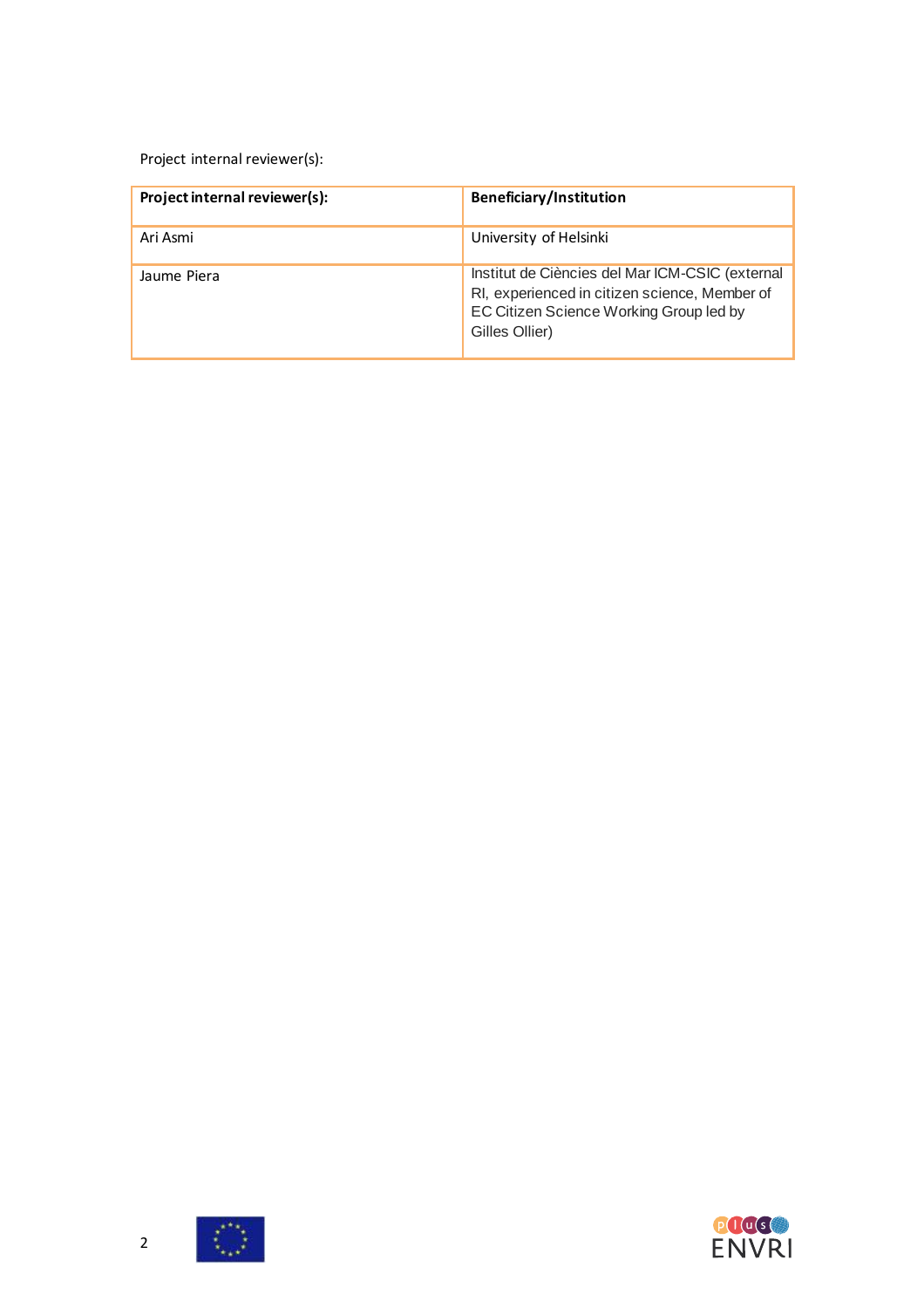Project internal reviewer(s):

| **Project internal reviewer(s):** | **Beneficiary/Institution** |
|---|---|
| Ari Asmi | University of Helsinki |
| Jaume Piera | Institut de Ciències del Mar ICM-CSIC (external RI, experienced in citizen science, Member of EC Citizen Science Working Group led by Gilles Ollier) |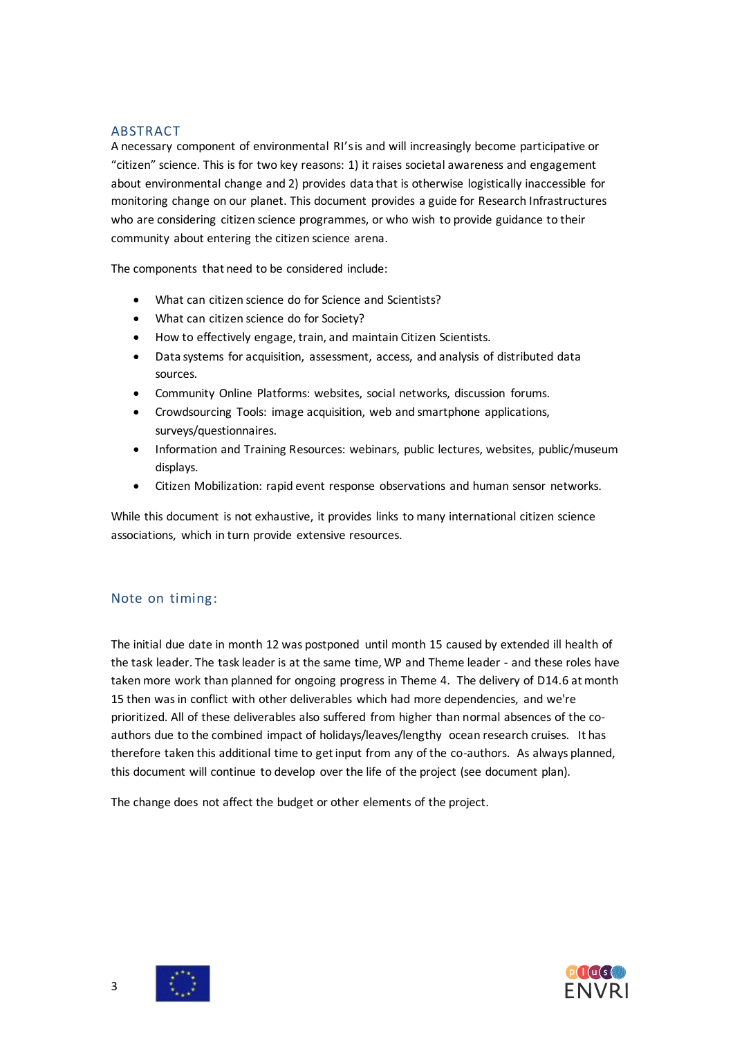## ABSTRACT

A necessary component of environmental RI's is and will increasingly become participative or "citizen" science. This is for two key reasons: 1) it raises societal awareness and engagement about environmental change and 2) provides data that is otherwise logistically inaccessible for monitoring change on our planet. This document provides a guide for Research Infrastructures who are considering citizen science programmes, or who wish to provide guidance to their community about entering the citizen science arena.

The components that need to be considered include:

- What can citizen science do for Science and Scientists?
- What can citizen science do for Society?
- How to effectively engage, train, and maintain Citizen Scientists.
- Data systems for acquisition, assessment, access, and analysis of distributed data sources.
- Community Online Platforms: websites, social networks, discussion forums.
- Crowdsourcing Tools: image acquisition, web and smartphone applications, surveys/questionnaires.
- Information and Training Resources: webinars, public lectures, websites, public/museum displays.
- Citizen Mobilization: rapid event response observations and human sensor networks.

While this document is not exhaustive, it provides links to many international citizen science associations, which in turn provide extensive resources.

## Note on timing:

The initial due date in month 12 was postponed until month 15 caused by extended ill health of the task leader. The task leader is at the same time, WP and Theme leader - and these roles have taken more work than planned for ongoing progress in Theme 4. The delivery of D14.6 at month 15 then was in conflict with other deliverables which had more dependencies, and we're prioritized. All of these deliverables also suffered from higher than normal absences of the co-authors due to the combined impact of holidays/leaves/lengthy ocean research cruises. It has therefore taken this additional time to get input from any of the co-authors. As always planned, this document will continue to develop over the life of the project (see document plan).

The change does not affect the budget or other elements of the project.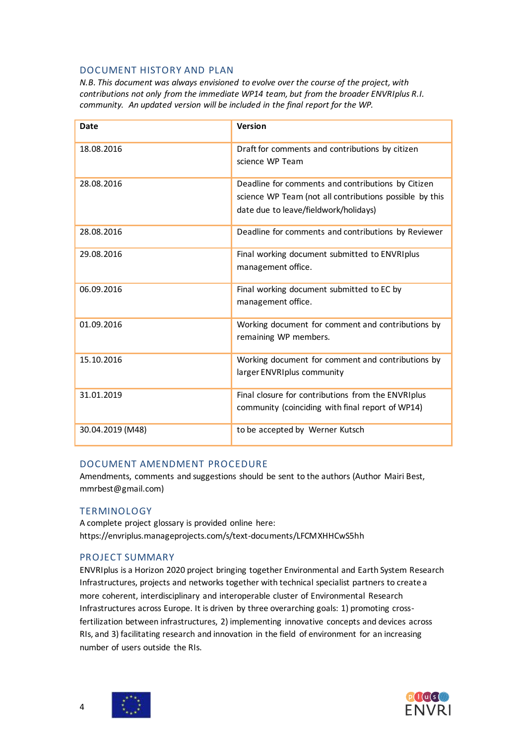## DOCUMENT HISTORY AND PLAN

*N.B. This document was always envisioned to evolve over the course of the project, with contributions not only from the immediate WP14 team, but from the broader ENVRIplus R.I. community. An updated version will be included in the final report for the WP.*

| Date | Version |
|---|---|
| 18.08.2016 | Draft for comments and contributions by citizen science WP Team |
| 28.08.2016 | Deadline for comments and contributions by Citizen science WP Team (not all contributions possible by this date due to leave/fieldwork/holidays) |
| 28.08.2016 | Deadline for comments and contributions by Reviewer |
| 29.08.2016 | Final working document submitted to ENVRIplus management office. |
| 06.09.2016 | Final working document submitted to EC by management office. |
| 01.09.2016 | Working document for comment and contributions by remaining WP members. |
| 15.10.2016 | Working document for comment and contributions by larger ENVRIplus community |
| 31.01.2019 | Final closure for contributions from the ENVRIplus community (coinciding with final report of WP14) |
| 30.04.2019 (M48) | to be accepted by Werner Kutsch |

## DOCUMENT AMENDMENT PROCEDURE

Amendments, comments and suggestions should be sent to the authors (Author Mairi Best, mmrbest@gmail.com)

## TERMINOLOGY

A complete project glossary is provided online here:
https://envriplus.manageprojects.com/s/text-documents/LFCMXHHCwS5hh

## PROJECT SUMMARY

ENVRIplus is a Horizon 2020 project bringing together Environmental and Earth System Research Infrastructures, projects and networks together with technical specialist partners to create a more coherent, interdisciplinary and interoperable cluster of Environmental Research Infrastructures across Europe. It is driven by three overarching goals: 1) promoting cross-fertilization between infrastructures, 2) implementing innovative concepts and devices across RIs, and 3) facilitating research and innovation in the field of environment for an increasing number of users outside the RIs.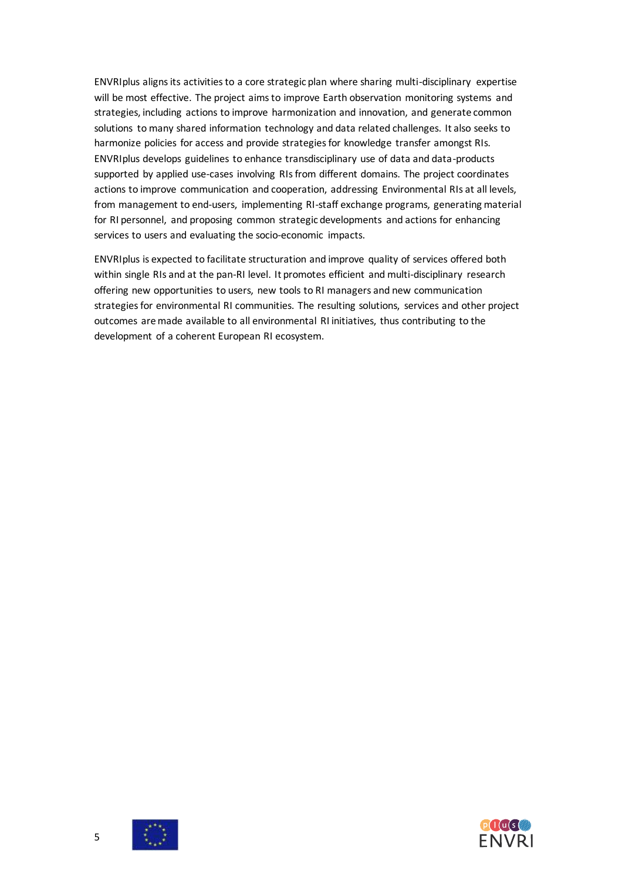ENVRIplus aligns its activities to a core strategic plan where sharing multi-disciplinary expertise will be most effective. The project aims to improve Earth observation monitoring systems and strategies, including actions to improve harmonization and innovation, and generate common solutions to many shared information technology and data related challenges. It also seeks to harmonize policies for access and provide strategies for knowledge transfer amongst RIs. ENVRIplus develops guidelines to enhance transdisciplinary use of data and data-products supported by applied use-cases involving RIs from different domains. The project coordinates actions to improve communication and cooperation, addressing Environmental RIs at all levels, from management to end-users, implementing RI-staff exchange programs, generating material for RI personnel, and proposing common strategic developments and actions for enhancing services to users and evaluating the socio-economic impacts.

ENVRIplus is expected to facilitate structuration and improve quality of services offered both within single RIs and at the pan-RI level. It promotes efficient and multi-disciplinary research offering new opportunities to users, new tools to RI managers and new communication strategies for environmental RI communities. The resulting solutions, services and other project outcomes are made available to all environmental RI initiatives, thus contributing to the development of a coherent European RI ecosystem.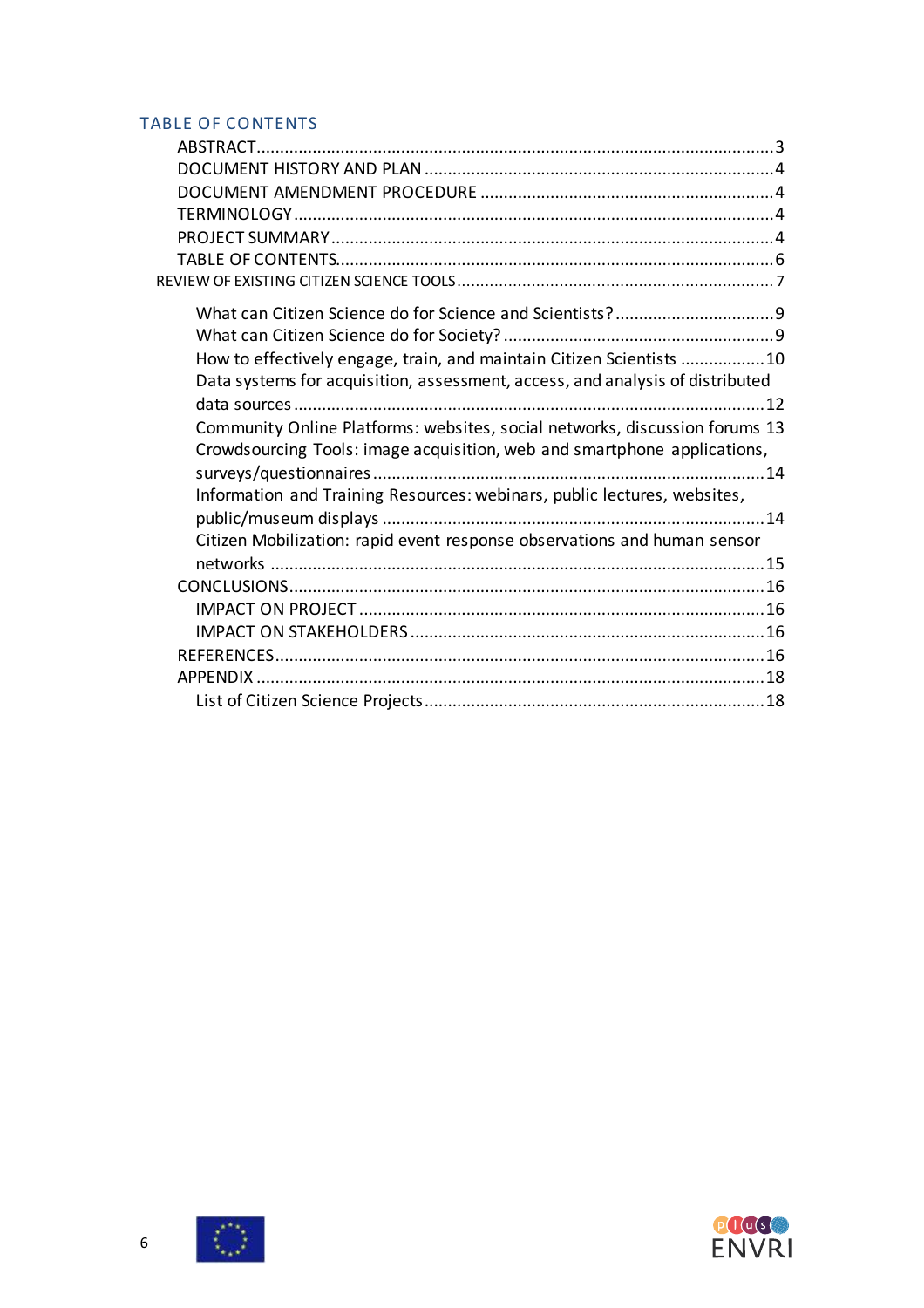## TABLE OF CONTENTS

- ABSTRACT........................................................................................................3
- DOCUMENT HISTORY AND PLAN .........................................................................4
- DOCUMENT AMENDMENT PROCEDURE ..................................................................4
- TERMINOLOGY..................................................................................................4
- PROJECT SUMMARY...........................................................................................4
- TABLE OF CONTENTS..........................................................................................6
- REVIEW OF EXISTING CITIZEN SCIENCE TOOLS ...................................................7
  - What can Citizen Science do for Science and Scientists? ..................................9
  - What can Citizen Science do for Society? .........................................................9
  - How to effectively engage, train, and maintain Citizen Scientists ..................10
  - Data systems for acquisition, assessment, access, and analysis of distributed data sources ..........................................................................................12
  - Community Online Platforms: websites, social networks, discussion forums 13
  - Crowdsourcing Tools: image acquisition, web and smartphone applications, surveys/questionnaires ............................................................................14
  - Information and Training Resources: webinars, public lectures, websites, public/museum displays ...........................................................................14
  - Citizen Mobilization: rapid event response observations and human sensor networks ..................................................................................................15
- CONCLUSIONS...................................................................................................16
  - IMPACT ON PROJECT ......................................................................................16
  - IMPACT ON STAKEHOLDERS ............................................................................16
- REFERENCES.....................................................................................................16
- APPENDIX ........................................................................................................18
  - List of Citizen Science Projects ........................................................................18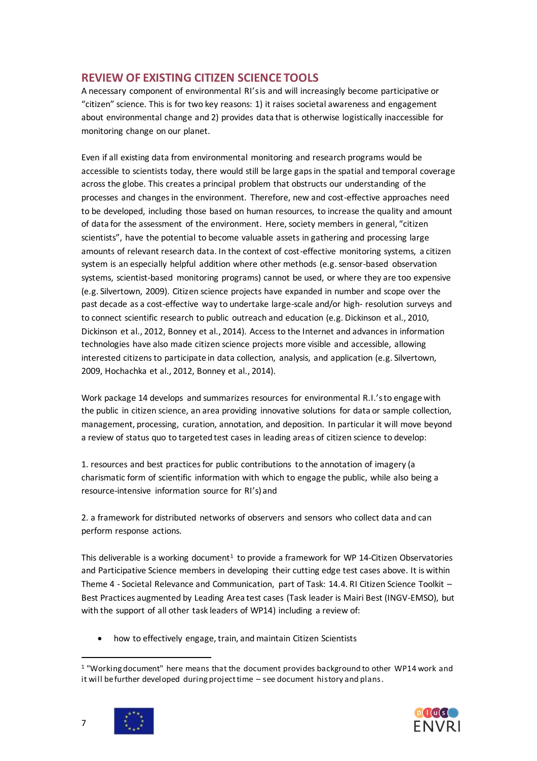## REVIEW OF EXISTING CITIZEN SCIENCE TOOLS

A necessary component of environmental RI's is and will increasingly become participative or "citizen" science. This is for two key reasons: 1) it raises societal awareness and engagement about environmental change and 2) provides data that is otherwise logistically inaccessible for monitoring change on our planet.

Even if all existing data from environmental monitoring and research programs would be accessible to scientists today, there would still be large gaps in the spatial and temporal coverage across the globe. This creates a principal problem that obstructs our understanding of the processes and changes in the environment. Therefore, new and cost-effective approaches need to be developed, including those based on human resources, to increase the quality and amount of data for the assessment of the environment. Here, society members in general, "citizen scientists", have the potential to become valuable assets in gathering and processing large amounts of relevant research data. In the context of cost-effective monitoring systems, a citizen system is an especially helpful addition where other methods (e.g. sensor-based observation systems, scientist-based monitoring programs) cannot be used, or where they are too expensive (e.g. Silvertown, 2009). Citizen science projects have expanded in number and scope over the past decade as a cost-effective way to undertake large-scale and/or high- resolution surveys and to connect scientific research to public outreach and education (e.g. Dickinson et al., 2010, Dickinson et al., 2012, Bonney et al., 2014). Access to the Internet and advances in information technologies have also made citizen science projects more visible and accessible, allowing interested citizens to participate in data collection, analysis, and application (e.g. Silvertown, 2009, Hochachka et al., 2012, Bonney et al., 2014).

Work package 14 develops and summarizes resources for environmental R.I.'s to engage with the public in citizen science, an area providing innovative solutions for data or sample collection, management, processing, curation, annotation, and deposition. In particular it will move beyond a review of status quo to targeted test cases in leading areas of citizen science to develop:

1. resources and best practices for public contributions to the annotation of imagery (a charismatic form of scientific information with which to engage the public, while also being a resource-intensive information source for RI's) and

2. a framework for distributed networks of observers and sensors who collect data and can perform response actions.

This deliverable is a working document[1] to provide a framework for WP 14-Citizen Observatories and Participative Science members in developing their cutting edge test cases above. It is within Theme 4 - Societal Relevance and Communication, part of Task: 14.4. RI Citizen Science Toolkit – Best Practices augmented by Leading Area test cases (Task leader is Mairi Best (INGV-EMSO), but with the support of all other task leaders of WP14) including a review of:

- how to effectively engage, train, and maintain Citizen Scientists

---

[1] "Working document" here means that the document provides background to other WP14 work and it will be further developed during project time – see document history and plans.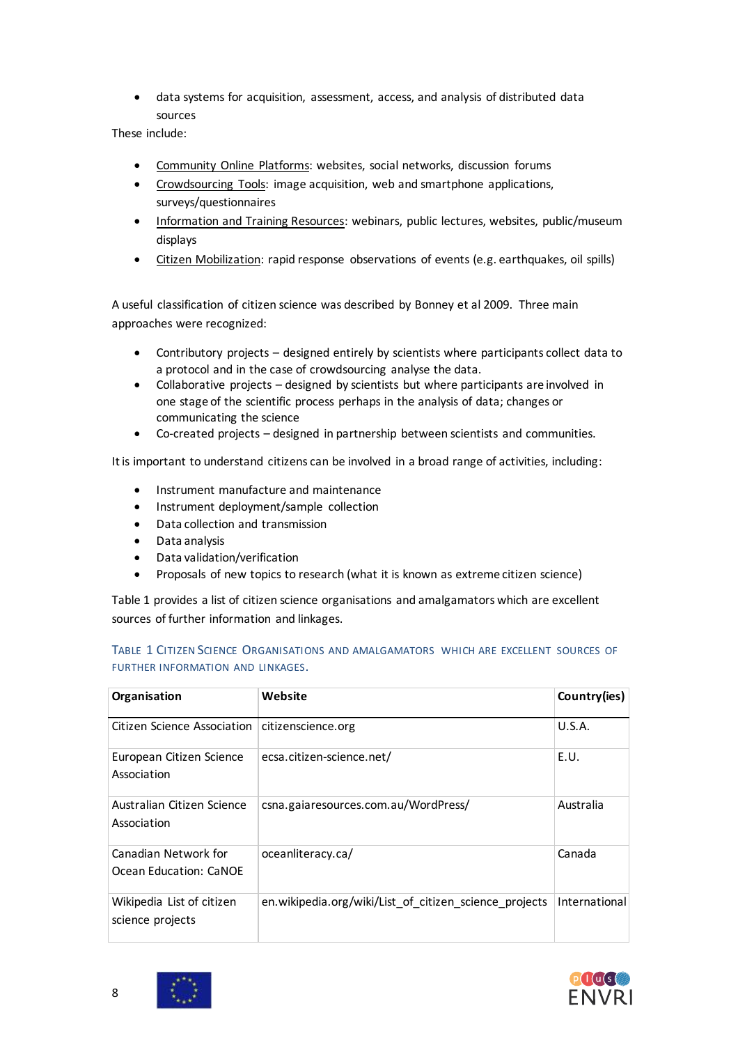- data systems for acquisition, assessment, access, and analysis of distributed data sources

These include:

- Community Online Platforms: websites, social networks, discussion forums
- Crowdsourcing Tools: image acquisition, web and smartphone applications, surveys/questionnaires
- Information and Training Resources: webinars, public lectures, websites, public/museum displays
- Citizen Mobilization: rapid response observations of events (e.g. earthquakes, oil spills)

A useful classification of citizen science was described by Bonney et al 2009. Three main approaches were recognized:

- Contributory projects – designed entirely by scientists where participants collect data to a protocol and in the case of crowdsourcing analyse the data.
- Collaborative projects – designed by scientists but where participants are involved in one stage of the scientific process perhaps in the analysis of data; changes or communicating the science
- Co-created projects – designed in partnership between scientists and communities.

It is important to understand citizens can be involved in a broad range of activities, including:

- Instrument manufacture and maintenance
- Instrument deployment/sample collection
- Data collection and transmission
- Data analysis
- Data validation/verification
- Proposals of new topics to research (what it is known as extreme citizen science)

Table 1 provides a list of citizen science organisations and amalgamators which are excellent sources of further information and linkages.

Table 1 Citizen Science Organisations and amalgamators which are excellent sources of further information and linkages.

| Organisation | Website | Country(ies) |
|---|---|---|
| Citizen Science Association | citizenscience.org | U.S.A. |
| European Citizen Science Association | ecsa.citizen-science.net/ | E.U. |
| Australian Citizen Science Association | csna.gaiaresources.com.au/WordPress/ | Australia |
| Canadian Network for Ocean Education: CaNOE | oceanliteracy.ca/ | Canada |
| Wikipedia List of citizen science projects | en.wikipedia.org/wiki/List_of_citizen_science_projects | International |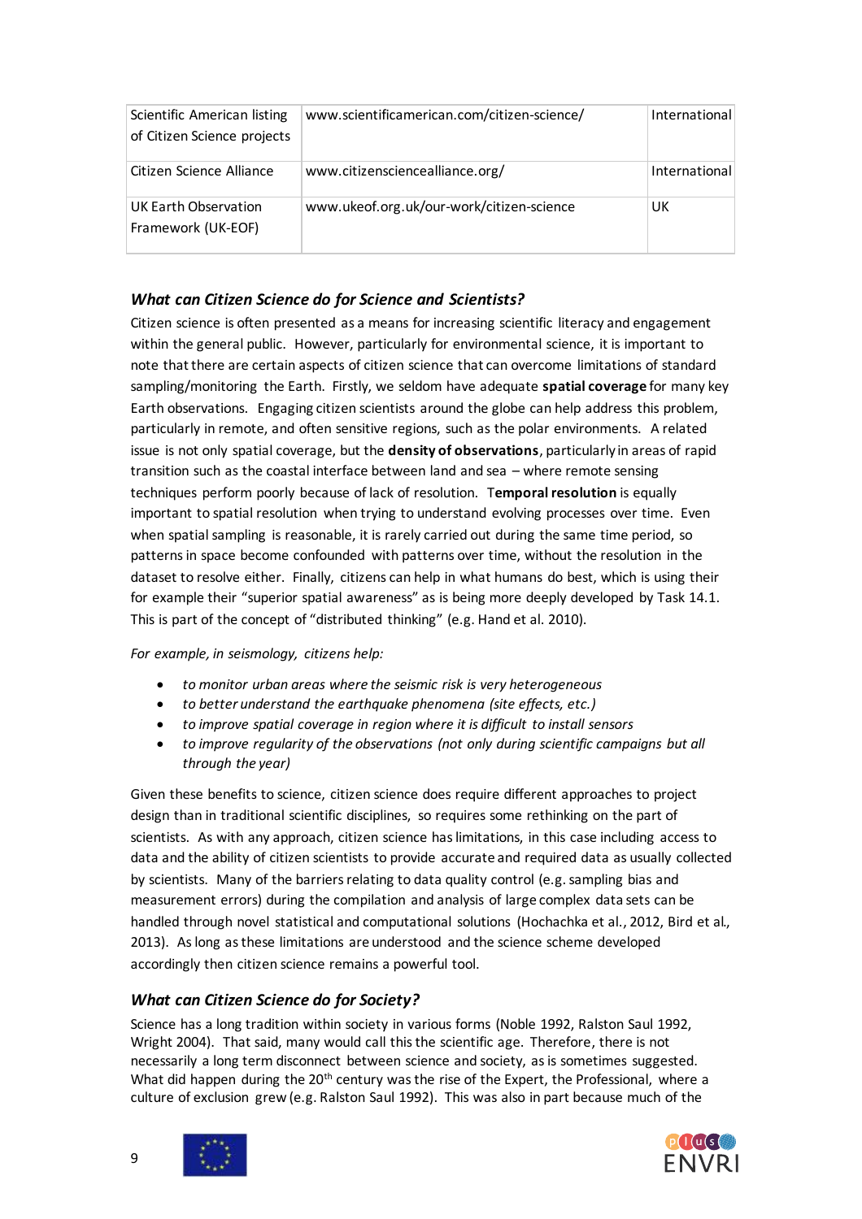| Scientific American listing of Citizen Science projects | www.scientificamerican.com/citizen-science/ | International |
|---|---|---|
| Citizen Science Alliance | www.citizensciencealliance.org/ | International |
| UK Earth Observation Framework (UK-EOF) | www.ukeof.org.uk/our-work/citizen-science | UK |

### *What can Citizen Science do for Science and Scientists?*

Citizen science is often presented as a means for increasing scientific literacy and engagement within the general public. However, particularly for environmental science, it is important to note that there are certain aspects of citizen science that can overcome limitations of standard sampling/monitoring the Earth. Firstly, we seldom have adequate **spatial coverage** for many key Earth observations. Engaging citizen scientists around the globe can help address this problem, particularly in remote, and often sensitive regions, such as the polar environments. A related issue is not only spatial coverage, but the **density of observations**, particularly in areas of rapid transition such as the coastal interface between land and sea – where remote sensing techniques perform poorly because of lack of resolution. T**emporal resolution** is equally important to spatial resolution when trying to understand evolving processes over time. Even when spatial sampling is reasonable, it is rarely carried out during the same time period, so patterns in space become confounded with patterns over time, without the resolution in the dataset to resolve either. Finally, citizens can help in what humans do best, which is using their for example their "superior spatial awareness" as is being more deeply developed by Task 14.1. This is part of the concept of "distributed thinking" (e.g. Hand et al. 2010).

*For example, in seismology, citizens help:*

- *to monitor urban areas where the seismic risk is very heterogeneous*
- *to better understand the earthquake phenomena (site effects, etc.)*
- *to improve spatial coverage in region where it is difficult to install sensors*
- *to improve regularity of the observations (not only during scientific campaigns but all through the year)*

Given these benefits to science, citizen science does require different approaches to project design than in traditional scientific disciplines, so requires some rethinking on the part of scientists. As with any approach, citizen science has limitations, in this case including access to data and the ability of citizen scientists to provide accurate and required data as usually collected by scientists. Many of the barriers relating to data quality control (e.g. sampling bias and measurement errors) during the compilation and analysis of large complex data sets can be handled through novel statistical and computational solutions (Hochachka et al., 2012, Bird et al., 2013). As long as these limitations are understood and the science scheme developed accordingly then citizen science remains a powerful tool.

### *What can Citizen Science do for Society?*

Science has a long tradition within society in various forms (Noble 1992, Ralston Saul 1992, Wright 2004). That said, many would call this the scientific age. Therefore, there is not necessarily a long term disconnect between science and society, as is sometimes suggested. What did happen during the 20th century was the rise of the Expert, the Professional, where a culture of exclusion grew (e.g. Ralston Saul 1992). This was also in part because much of the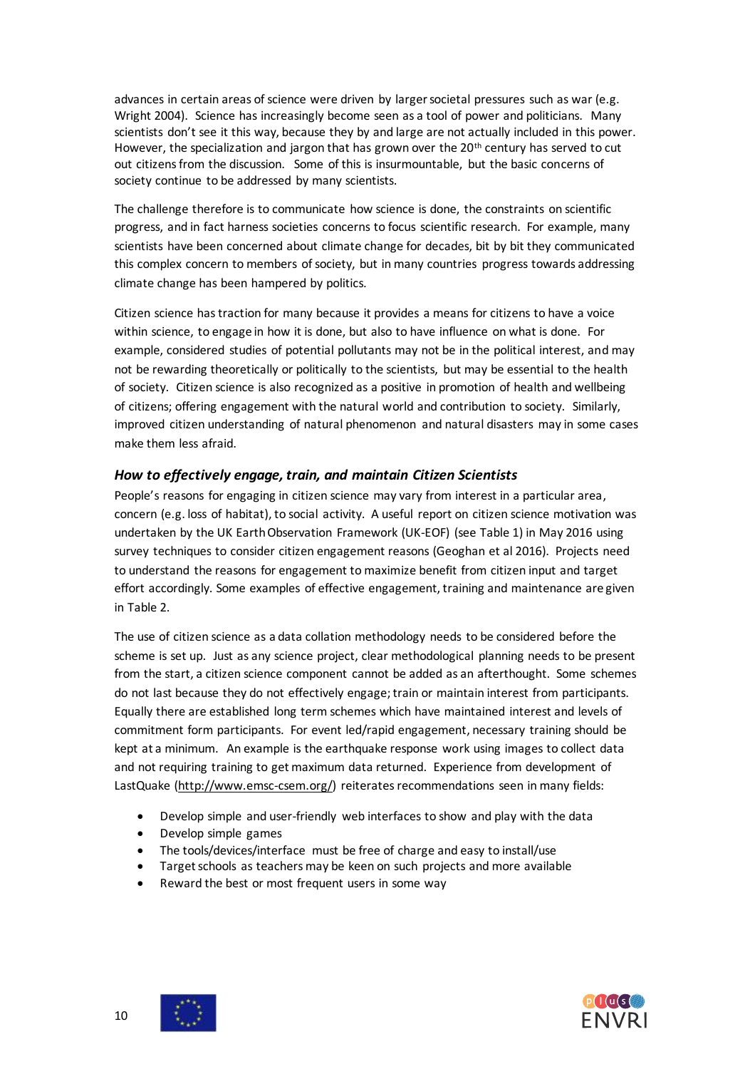advances in certain areas of science were driven by larger societal pressures such as war (e.g. Wright 2004). Science has increasingly become seen as a tool of power and politicians. Many scientists don't see it this way, because they by and large are not actually included in this power. However, the specialization and jargon that has grown over the 20th century has served to cut out citizens from the discussion. Some of this is insurmountable, but the basic concerns of society continue to be addressed by many scientists.

The challenge therefore is to communicate how science is done, the constraints on scientific progress, and in fact harness societies concerns to focus scientific research. For example, many scientists have been concerned about climate change for decades, bit by bit they communicated this complex concern to members of society, but in many countries progress towards addressing climate change has been hampered by politics.

Citizen science has traction for many because it provides a means for citizens to have a voice within science, to engage in how it is done, but also to have influence on what is done. For example, considered studies of potential pollutants may not be in the political interest, and may not be rewarding theoretically or politically to the scientists, but may be essential to the health of society. Citizen science is also recognized as a positive in promotion of health and wellbeing of citizens; offering engagement with the natural world and contribution to society. Similarly, improved citizen understanding of natural phenomenon and natural disasters may in some cases make them less afraid.

### *How to effectively engage, train, and maintain Citizen Scientists*

People's reasons for engaging in citizen science may vary from interest in a particular area, concern (e.g. loss of habitat), to social activity. A useful report on citizen science motivation was undertaken by the UK Earth Observation Framework (UK-EOF) (see Table 1) in May 2016 using survey techniques to consider citizen engagement reasons (Geoghan et al 2016). Projects need to understand the reasons for engagement to maximize benefit from citizen input and target effort accordingly. Some examples of effective engagement, training and maintenance are given in Table 2.

The use of citizen science as a data collation methodology needs to be considered before the scheme is set up. Just as any science project, clear methodological planning needs to be present from the start, a citizen science component cannot be added as an afterthought. Some schemes do not last because they do not effectively engage; train or maintain interest from participants. Equally there are established long term schemes which have maintained interest and levels of commitment form participants. For event led/rapid engagement, necessary training should be kept at a minimum. An example is the earthquake response work using images to collect data and not requiring training to get maximum data returned. Experience from development of LastQuake (http://www.emsc-csem.org/) reiterates recommendations seen in many fields:

- Develop simple and user-friendly web interfaces to show and play with the data
- Develop simple games
- The tools/devices/interface must be free of charge and easy to install/use
- Target schools as teachers may be keen on such projects and more available
- Reward the best or most frequent users in some way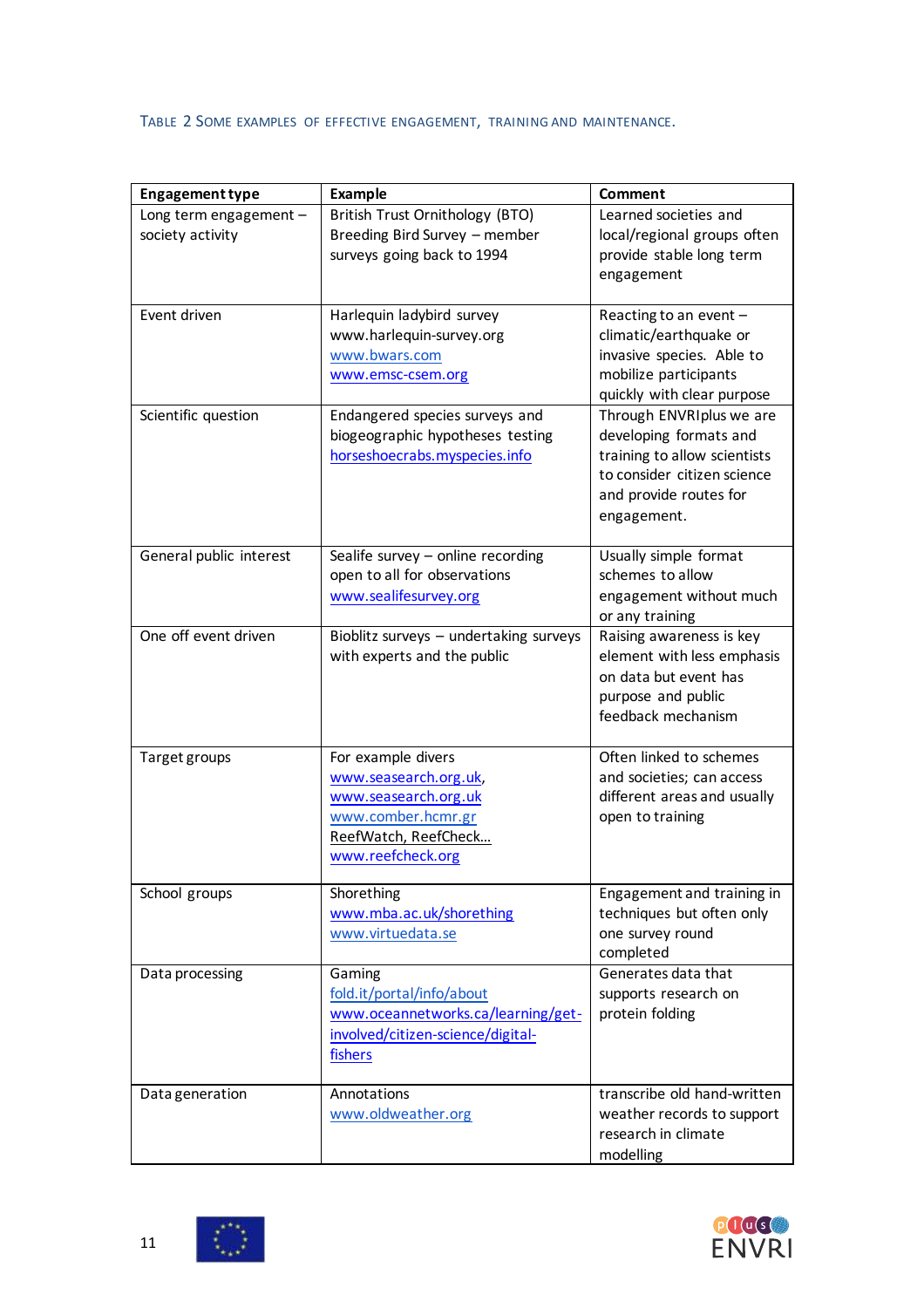Table 2 Some examples of effective engagement, training and maintenance.

| Engagement type | Example | Comment |
|---|---|---|
| Long term engagement – society activity | British Trust Ornithology (BTO) Breeding Bird Survey – member surveys going back to 1994 | Learned societies and local/regional groups often provide stable long term engagement |
| Event driven | Harlequin ladybird survey www.harlequin-survey.org www.bwars.com www.emsc-csem.org | Reacting to an event – climatic/earthquake or invasive species. Able to mobilize participants quickly with clear purpose |
| Scientific question | Endangered species surveys and biogeographic hypotheses testing horseshoecrabs.myspecies.info | Through ENVRIplus we are developing formats and training to allow scientists to consider citizen science and provide routes for engagement. |
| General public interest | Sealife survey – online recording open to all for observations www.sealifesurvey.org | Usually simple format schemes to allow engagement without much or any training |
| One off event driven | Bioblitz surveys – undertaking surveys with experts and the public | Raising awareness is key element with less emphasis on data but event has purpose and public feedback mechanism |
| Target groups | For example divers www.seasearch.org.uk, www.seasearch.org.uk www.comber.hcmr.gr ReefWatch, ReefCheck… www.reefcheck.org | Often linked to schemes and societies; can access different areas and usually open to training |
| School groups | Shorething www.mba.ac.uk/shorething www.virtuedata.se | Engagement and training in techniques but often only one survey round completed |
| Data processing | Gaming fold.it/portal/info/about www.oceannetworks.ca/learning/get-involved/citizen-science/digital-fishers | Generates data that supports research on protein folding |
| Data generation | Annotations www.oldweather.org | transcribe old hand-written weather records to support research in climate modelling |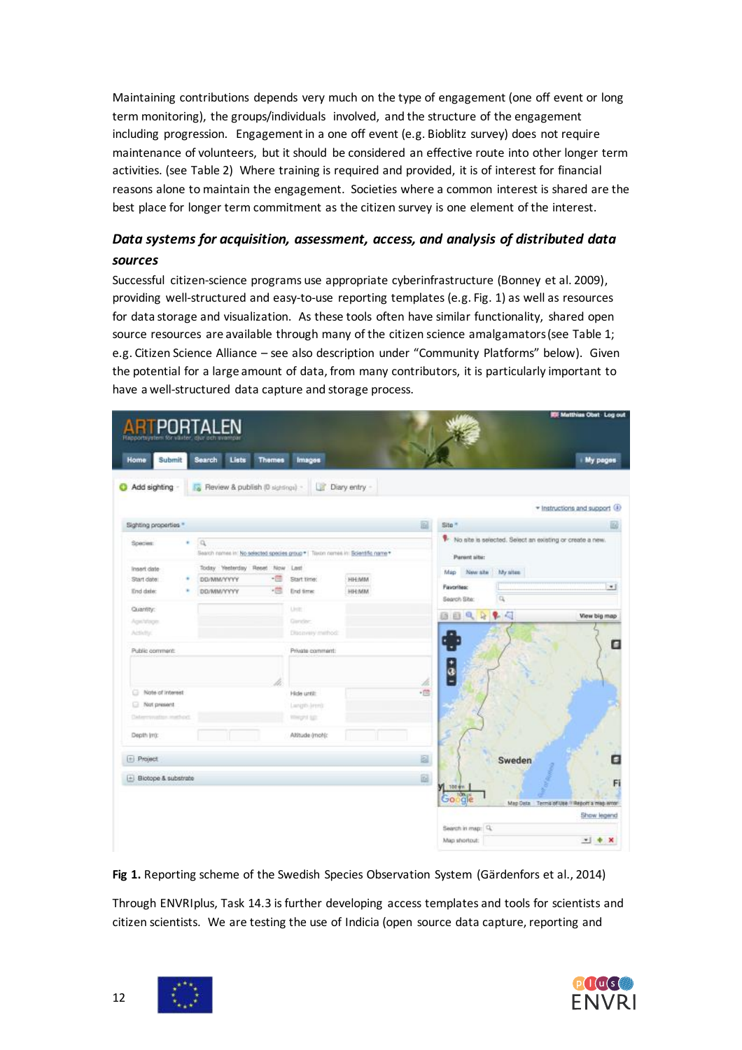Maintaining contributions depends very much on the type of engagement (one off event or long term monitoring), the groups/individuals involved, and the structure of the engagement including progression. Engagement in a one off event (e.g. Bioblitz survey) does not require maintenance of volunteers, but it should be considered an effective route into other longer term activities. (see Table 2) Where training is required and provided, it is of interest for financial reasons alone to maintain the engagement. Societies where a common interest is shared are the best place for longer term commitment as the citizen survey is one element of the interest.

### *Data systems for acquisition, assessment, access, and analysis of distributed data sources*

Successful citizen-science programs use appropriate cyberinfrastructure (Bonney et al. 2009), providing well-structured and easy-to-use reporting templates (e.g. Fig. 1) as well as resources for data storage and visualization. As these tools often have similar functionality, shared open source resources are available through many of the citizen science amalgamators (see Table 1; e.g. Citizen Science Alliance – see also description under "Community Platforms" below). Given the potential for a large amount of data, from many contributors, it is particularly important to have a well-structured data capture and storage process.

**Fig 1.** Reporting scheme of the Swedish Species Observation System (Gärdenfors et al., 2014)

Through ENVRIplus, Task 14.3 is further developing access templates and tools for scientists and citizen scientists. We are testing the use of Indicia (open source data capture, reporting and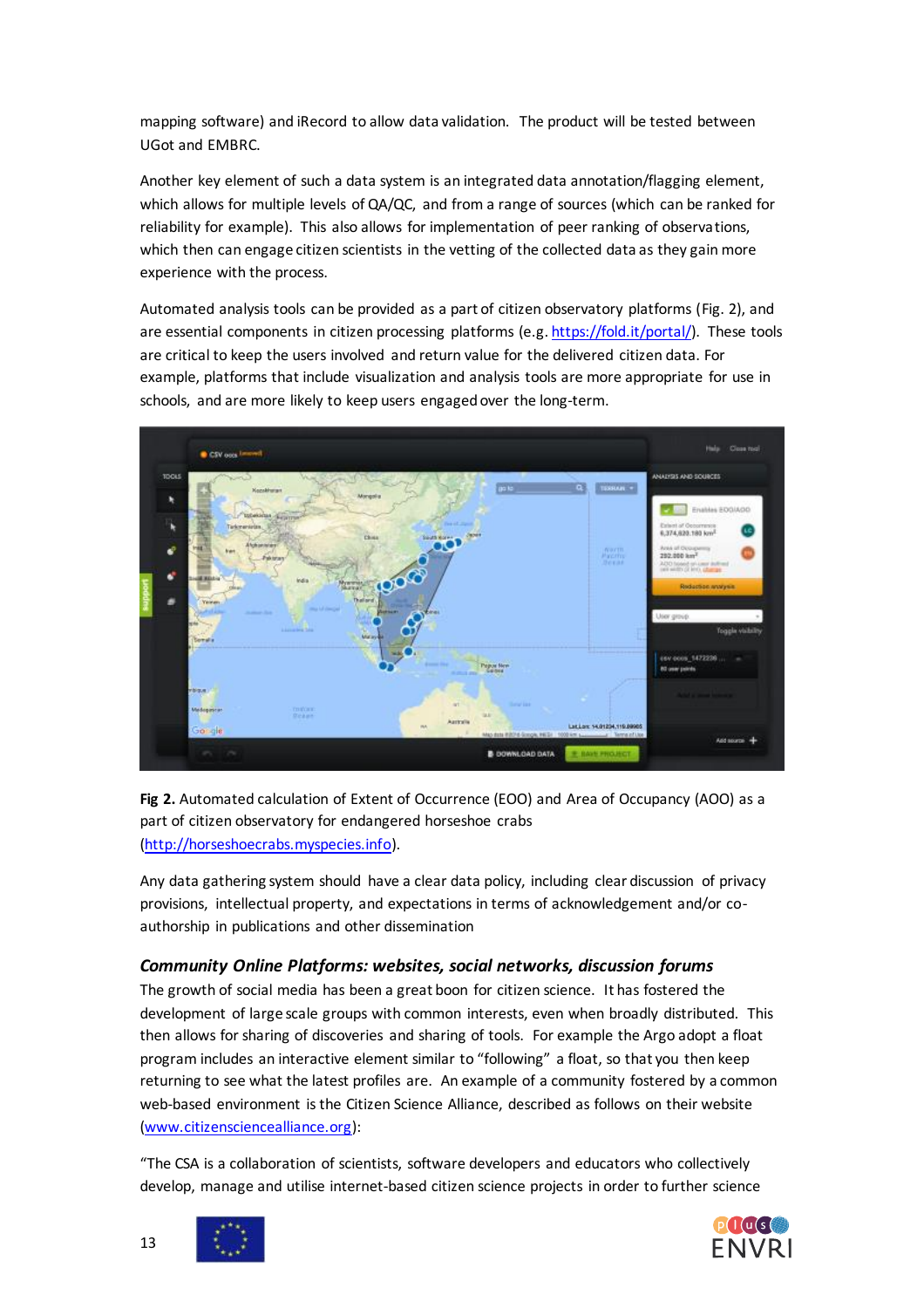mapping software) and iRecord to allow data validation. The product will be tested between UGot and EMBRC.

Another key element of such a data system is an integrated data annotation/flagging element, which allows for multiple levels of QA/QC, and from a range of sources (which can be ranked for reliability for example). This also allows for implementation of peer ranking of observations, which then can engage citizen scientists in the vetting of the collected data as they gain more experience with the process.

Automated analysis tools can be provided as a part of citizen observatory platforms (Fig. 2), and are essential components in citizen processing platforms (e.g. https://fold.it/portal/). These tools are critical to keep the users involved and return value for the delivered citizen data. For example, platforms that include visualization and analysis tools are more appropriate for use in schools, and are more likely to keep users engaged over the long-term.

**Fig 2.** Automated calculation of Extent of Occurrence (EOO) and Area of Occupancy (AOO) as a part of citizen observatory for endangered horseshoe crabs (http://horseshoecrabs.myspecies.info).

Any data gathering system should have a clear data policy, including clear discussion of privacy provisions, intellectual property, and expectations in terms of acknowledgement and/or co-authorship in publications and other dissemination

### *Community Online Platforms: websites, social networks, discussion forums*

The growth of social media has been a great boon for citizen science. It has fostered the development of large scale groups with common interests, even when broadly distributed. This then allows for sharing of discoveries and sharing of tools. For example the Argo adopt a float program includes an interactive element similar to "following" a float, so that you then keep returning to see what the latest profiles are. An example of a community fostered by a common web-based environment is the Citizen Science Alliance, described as follows on their website (www.citizensciencealliance.org):

"The CSA is a collaboration of scientists, software developers and educators who collectively develop, manage and utilise internet-based citizen science projects in order to further science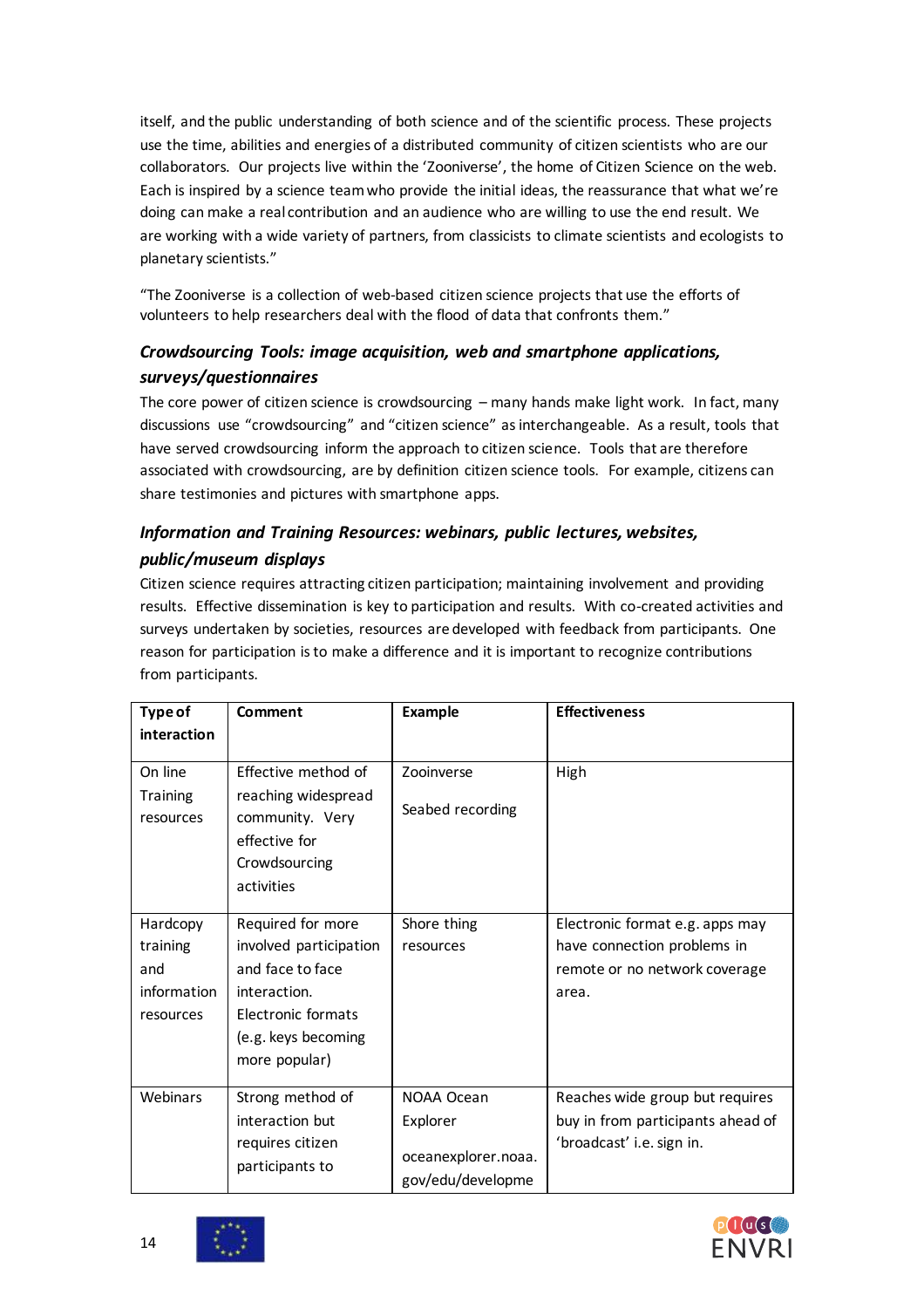itself, and the public understanding of both science and of the scientific process. These projects use the time, abilities and energies of a distributed community of citizen scientists who are our collaborators. Our projects live within the 'Zooniverse', the home of Citizen Science on the web. Each is inspired by a science team who provide the initial ideas, the reassurance that what we're doing can make a real contribution and an audience who are willing to use the end result. We are working with a wide variety of partners, from classicists to climate scientists and ecologists to planetary scientists."

"The Zooniverse is a collection of web-based citizen science projects that use the efforts of volunteers to help researchers deal with the flood of data that confronts them."

### *Crowdsourcing Tools: image acquisition, web and smartphone applications, surveys/questionnaires*

The core power of citizen science is crowdsourcing – many hands make light work. In fact, many discussions use "crowdsourcing" and "citizen science" as interchangeable. As a result, tools that have served crowdsourcing inform the approach to citizen science. Tools that are therefore associated with crowdsourcing, are by definition citizen science tools. For example, citizens can share testimonies and pictures with smartphone apps.

### *Information and Training Resources: webinars, public lectures, websites, public/museum displays*

Citizen science requires attracting citizen participation; maintaining involvement and providing results. Effective dissemination is key to participation and results. With co-created activities and surveys undertaken by societies, resources are developed with feedback from participants. One reason for participation is to make a difference and it is important to recognize contributions from participants.

| Type of interaction | Comment | Example | Effectiveness |
|---|---|---|---|
| On line Training resources | Effective method of reaching widespread community. Very effective for Crowdsourcing activities | Zooinverse<br><br>Seabed recording | High |
| Hardcopy training and information resources | Required for more involved participation and face to face interaction. Electronic formats (e.g. keys becoming more popular) | Shore thing resources | Electronic format e.g. apps may have connection problems in remote or no network coverage area. |
| Webinars | Strong method of interaction but requires citizen participants to | NOAA Ocean Explorer<br><br>oceanexplorer.noaa.gov/edu/developme | Reaches wide group but requires buy in from participants ahead of 'broadcast' i.e. sign in. |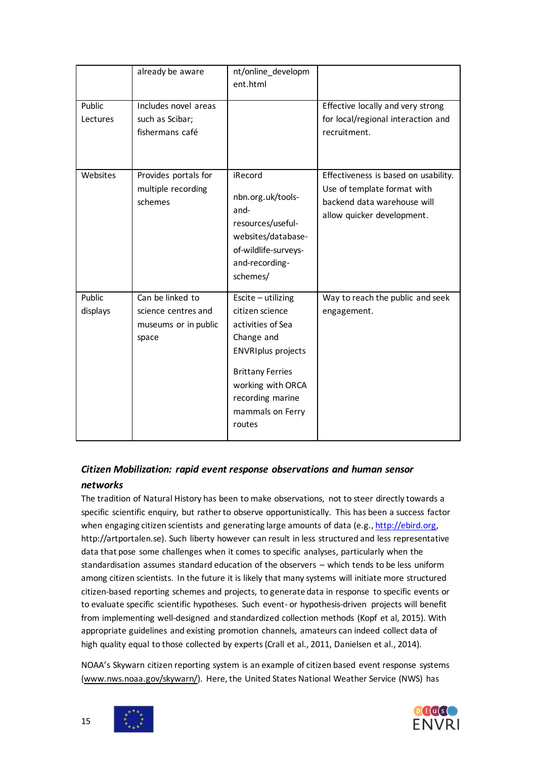|  | already be aware | nt/online_development.html |  |
|---|---|---|---|
| Public Lectures | Includes novel areas such as Scibar; fishermans café |  | Effective locally and very strong for local/regional interaction and recruitment. |
| Websites | Provides portals for multiple recording schemes | iRecord<br><br>nbn.org.uk/tools-and-resources/useful-websites/database-of-wildlife-surveys-and-recording-schemes/ | Effectiveness is based on usability. Use of template format with backend data warehouse will allow quicker development. |
| Public displays | Can be linked to science centres and museums or in public space | Escite – utilizing citizen science activities of Sea Change and ENVRIplus projects<br><br>Brittany Ferries working with ORCA recording marine mammals on Ferry routes | Way to reach the public and seek engagement. |

### *Citizen Mobilization: rapid event response observations and human sensor networks*

The tradition of Natural History has been to make observations, not to steer directly towards a specific scientific enquiry, but rather to observe opportunistically. This has been a success factor when engaging citizen scientists and generating large amounts of data (e.g., http://ebird.org, http://artportalen.se). Such liberty however can result in less structured and less representative data that pose some challenges when it comes to specific analyses, particularly when the standardisation assumes standard education of the observers – which tends to be less uniform among citizen scientists. In the future it is likely that many systems will initiate more structured citizen-based reporting schemes and projects, to generate data in response to specific events or to evaluate specific scientific hypotheses. Such event- or hypothesis-driven projects will benefit from implementing well-designed and standardized collection methods (Kopf et al, 2015). With appropriate guidelines and existing promotion channels, amateurs can indeed collect data of high quality equal to those collected by experts (Crall et al., 2011, Danielsen et al., 2014).

NOAA's Skywarn citizen reporting system is an example of citizen based event response systems (www.nws.noaa.gov/skywarn/). Here, the United States National Weather Service (NWS) has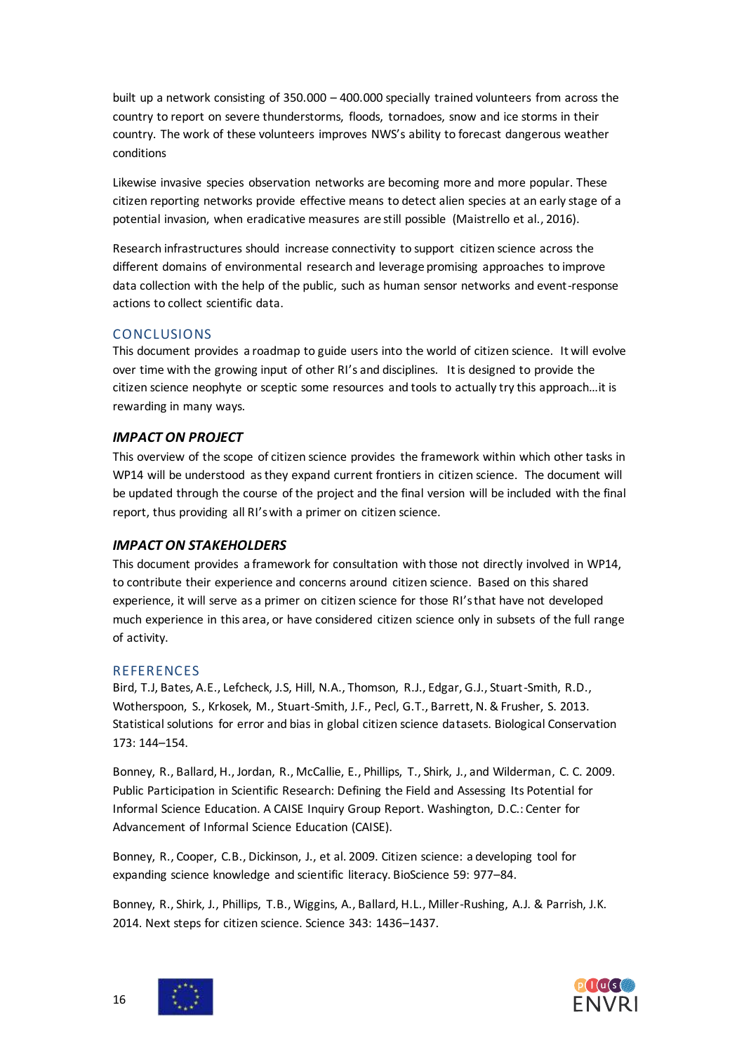built up a network consisting of 350.000 – 400.000 specially trained volunteers from across the country to report on severe thunderstorms, floods, tornadoes, snow and ice storms in their country. The work of these volunteers improves NWS's ability to forecast dangerous weather conditions

Likewise invasive species observation networks are becoming more and more popular. These citizen reporting networks provide effective means to detect alien species at an early stage of a potential invasion, when eradicative measures are still possible (Maistrello et al., 2016).

Research infrastructures should increase connectivity to support citizen science across the different domains of environmental research and leverage promising approaches to improve data collection with the help of the public, such as human sensor networks and event-response actions to collect scientific data.

## CONCLUSIONS

This document provides a roadmap to guide users into the world of citizen science. It will evolve over time with the growing input of other RI's and disciplines. It is designed to provide the citizen science neophyte or sceptic some resources and tools to actually try this approach…it is rewarding in many ways.

### *IMPACT ON PROJECT*

This overview of the scope of citizen science provides the framework within which other tasks in WP14 will be understood as they expand current frontiers in citizen science. The document will be updated through the course of the project and the final version will be included with the final report, thus providing all RI's with a primer on citizen science.

### *IMPACT ON STAKEHOLDERS*

This document provides a framework for consultation with those not directly involved in WP14, to contribute their experience and concerns around citizen science. Based on this shared experience, it will serve as a primer on citizen science for those RI's that have not developed much experience in this area, or have considered citizen science only in subsets of the full range of activity.

## REFERENCES

Bird, T.J, Bates, A.E., Lefcheck, J.S, Hill, N.A., Thomson, R.J., Edgar, G.J., Stuart-Smith, R.D., Wotherspoon, S., Krkosek, M., Stuart-Smith, J.F., Pecl, G.T., Barrett, N. & Frusher, S. 2013. Statistical solutions for error and bias in global citizen science datasets. Biological Conservation 173: 144–154.

Bonney, R., Ballard, H., Jordan, R., McCallie, E., Phillips, T., Shirk, J., and Wilderman, C. C. 2009. Public Participation in Scientific Research: Defining the Field and Assessing Its Potential for Informal Science Education. A CAISE Inquiry Group Report. Washington, D.C.: Center for Advancement of Informal Science Education (CAISE).

Bonney, R., Cooper, C.B., Dickinson, J., et al. 2009. Citizen science: a developing tool for expanding science knowledge and scientific literacy. BioScience 59: 977–84.

Bonney, R., Shirk, J., Phillips, T.B., Wiggins, A., Ballard, H.L., Miller-Rushing, A.J. & Parrish, J.K. 2014. Next steps for citizen science. Science 343: 1436–1437.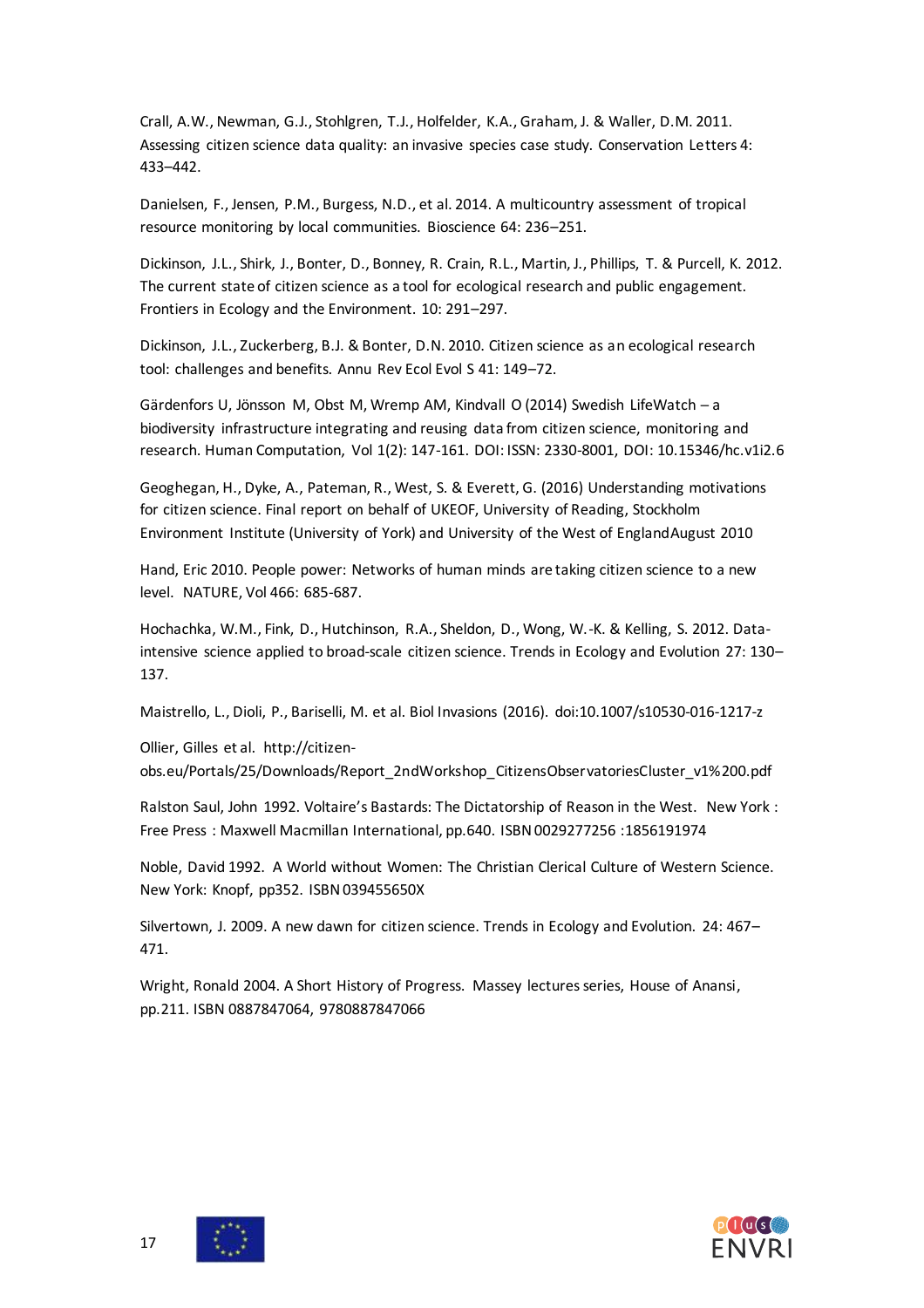Crall, A.W., Newman, G.J., Stohlgren, T.J., Holfelder, K.A., Graham, J. & Waller, D.M. 2011. Assessing citizen science data quality: an invasive species case study. Conservation Letters 4: 433–442.

Danielsen, F., Jensen, P.M., Burgess, N.D., et al. 2014. A multicountry assessment of tropical resource monitoring by local communities. Bioscience 64: 236–251.

Dickinson, J.L., Shirk, J., Bonter, D., Bonney, R. Crain, R.L., Martin, J., Phillips, T. & Purcell, K. 2012. The current state of citizen science as a tool for ecological research and public engagement. Frontiers in Ecology and the Environment. 10: 291–297.

Dickinson, J.L., Zuckerberg, B.J. & Bonter, D.N. 2010. Citizen science as an ecological research tool: challenges and benefits. Annu Rev Ecol Evol S 41: 149–72.

Gärdenfors U, Jönsson M, Obst M, Wremp AM, Kindvall O (2014) Swedish LifeWatch – a biodiversity infrastructure integrating and reusing data from citizen science, monitoring and research. Human Computation, Vol 1(2): 147-161. DOI: ISSN: 2330-8001, DOI: 10.15346/hc.v1i2.6

Geoghegan, H., Dyke, A., Pateman, R., West, S. & Everett, G. (2016) Understanding motivations for citizen science. Final report on behalf of UKEOF, University of Reading, Stockholm Environment Institute (University of York) and University of the West of England August 2010

Hand, Eric 2010. People power: Networks of human minds are taking citizen science to a new level. NATURE, Vol 466: 685-687.

Hochachka, W.M., Fink, D., Hutchinson, R.A., Sheldon, D., Wong, W.-K. & Kelling, S. 2012. Data-intensive science applied to broad-scale citizen science. Trends in Ecology and Evolution 27: 130–137.

Maistrello, L., Dioli, P., Bariselli, M. et al. Biol Invasions (2016). doi:10.1007/s10530-016-1217-z

Ollier, Gilles et al. http://citizen-obs.eu/Portals/25/Downloads/Report_2ndWorkshop_CitizensObservatoriesCluster_v1%200.pdf

Ralston Saul, John 1992. Voltaire's Bastards: The Dictatorship of Reason in the West. New York : Free Press : Maxwell Macmillan International, pp.640. ISBN 0029277256 :1856191974

Noble, David 1992. A World without Women: The Christian Clerical Culture of Western Science. New York: Knopf, pp352. ISBN 039455650X

Silvertown, J. 2009. A new dawn for citizen science. Trends in Ecology and Evolution. 24: 467–471.

Wright, Ronald 2004. A Short History of Progress. Massey lectures series, House of Anansi, pp.211. ISBN 0887847064, 9780887847066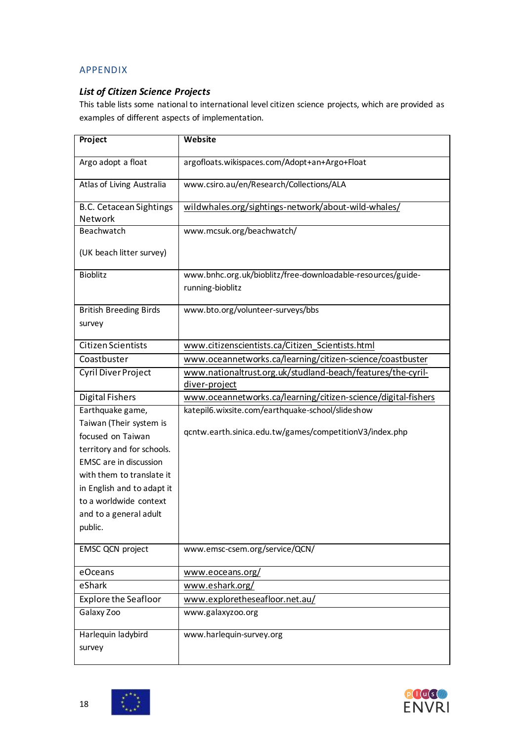## APPENDIX

### *List of Citizen Science Projects*

This table lists some national to international level citizen science projects, which are provided as examples of different aspects of implementation.

| Project | Website |
|---|---|
| Argo adopt a float | argofloats.wikispaces.com/Adopt+an+Argo+Float |
| Atlas of Living Australia | www.csiro.au/en/Research/Collections/ALA |
| B.C. Cetacean Sightings Network | wildwhales.org/sightings-network/about-wild-whales/ |
| Beachwatch<br><br>(UK beach litter survey) | www.mcsuk.org/beachwatch/ |
| Bioblitz | www.bnhc.org.uk/bioblitz/free-downloadable-resources/guide-running-bioblitz |
| British Breeding Birds survey | www.bto.org/volunteer-surveys/bbs |
| Citizen Scientists | www.citizenscientists.ca/Citizen_Scientists.html |
| Coastbuster | www.oceannetworks.ca/learning/citizen-science/coastbuster |
| Cyril Diver Project | www.nationaltrust.org.uk/studland-beach/features/the-cyril-diver-project |
| Digital Fishers | www.oceannetworks.ca/learning/citizen-science/digital-fishers |
| Earthquake game, Taiwan (Their system is focused on Taiwan territory and for schools. EMSC are in discussion with them to translate it in English and to adapt it to a worldwide context and to a general adult public. | katepil6.wixsite.com/earthquake-school/slideshow<br><br>qcntw.earth.sinica.edu.tw/games/competitionV3/index.php |
| EMSC QCN project | www.emsc-csem.org/service/QCN/ |
| eOceans | www.eoceans.org/ |
| eShark | www.eshark.org/ |
| Explore the Seafloor | www.exploretheseafloor.net.au/ |
| Galaxy Zoo | www.galaxyzoo.org |
| Harlequin ladybird survey | www.harlequin-survey.org |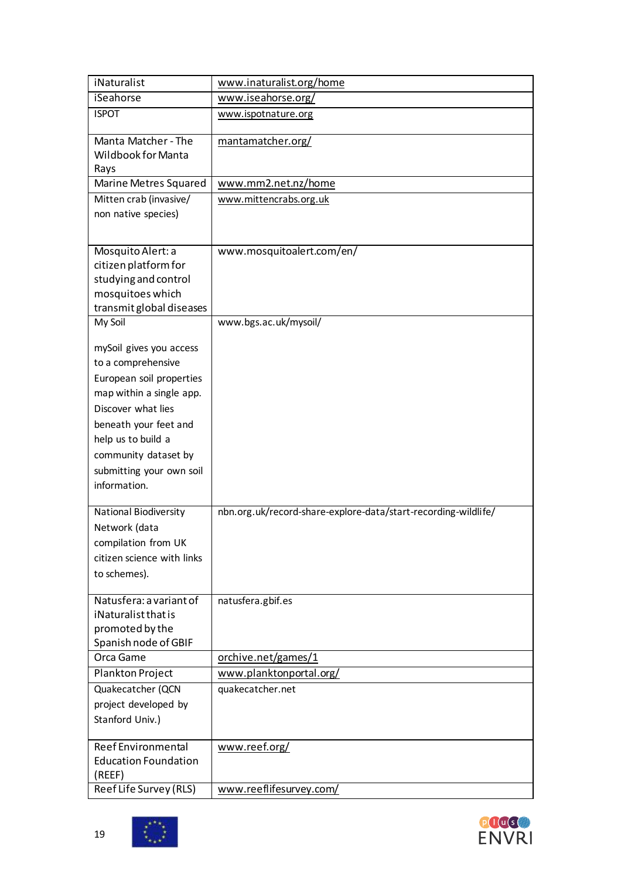| | |
|---|---|
| iNaturalist | www.inaturalist.org/home |
| iSeahorse | www.iseahorse.org/ |
| ISPOT | www.ispotnature.org |
| Manta Matcher - The Wildbook for Manta Rays | mantamatcher.org/ |
| Marine Metres Squared | www.mm2.net.nz/home |
| Mitten crab (invasive/ non native species) | www.mittencrabs.org.uk |
| Mosquito Alert: a citizen platform for studying and control mosquitoes which transmit global diseases | www.mosquitoalert.com/en/ |
| My Soil<br><br>mySoil gives you access to a comprehensive European soil properties map within a single app. Discover what lies beneath your feet and help us to build a community dataset by submitting your own soil information. | www.bgs.ac.uk/mysoil/ |
| National Biodiversity Network (data compilation from UK citizen science with links to schemes). | nbn.org.uk/record-share-explore-data/start-recording-wildlife/ |
| Natusfera: a variant of iNaturalist that is promoted by the Spanish node of GBIF | natusfera.gbif.es |
| Orca Game | orchive.net/games/1 |
| Plankton Project | www.planktonportal.org/ |
| Quakecatcher (QCN project developed by Stanford Univ.) | quakecatcher.net |
| Reef Environmental Education Foundation (REEF) | www.reef.org/ |
| Reef Life Survey (RLS) | www.reeflifesurvey.com/ |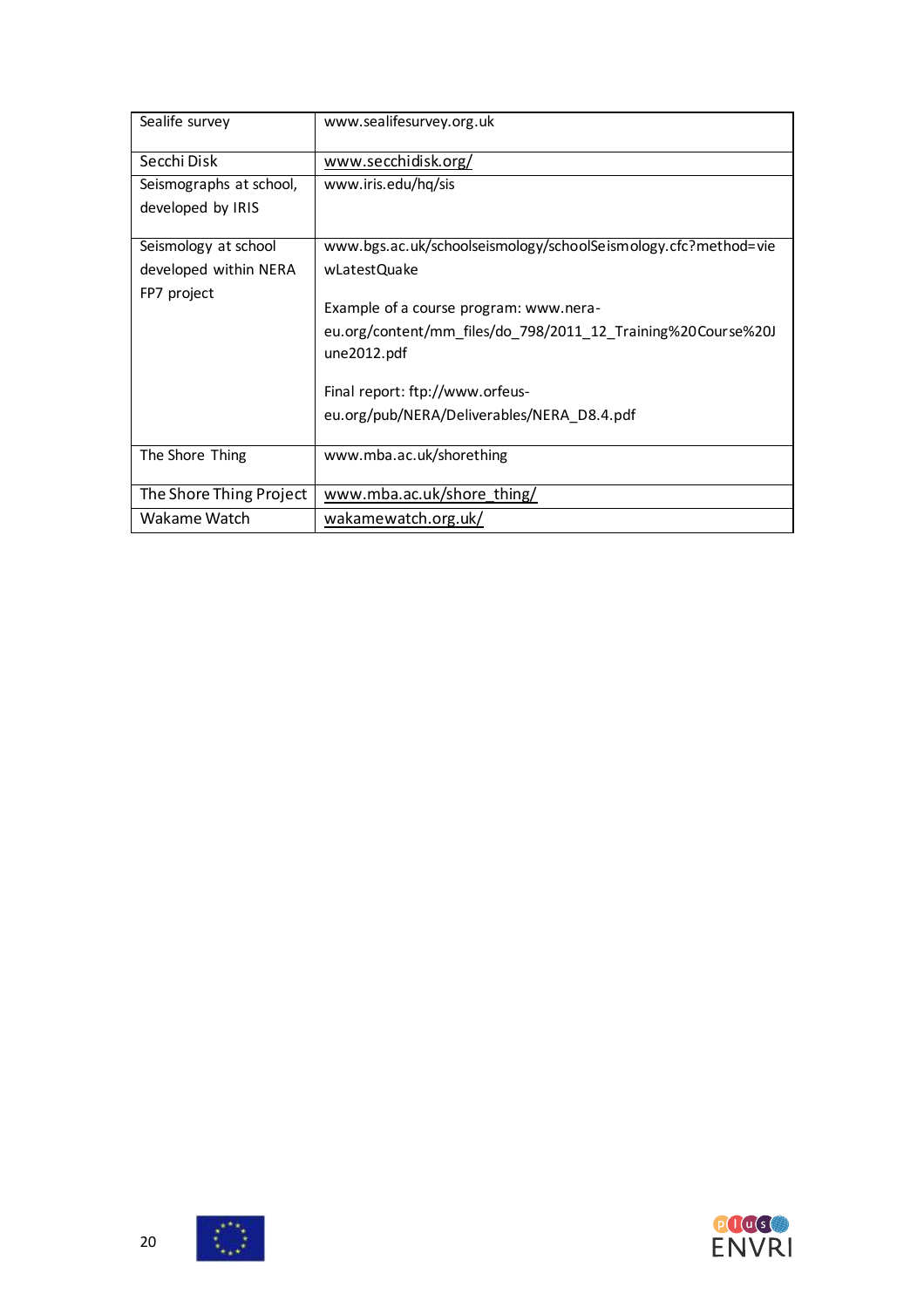| | |
|---|---|
| Sealife survey | www.sealifesurvey.org.uk |
| Secchi Disk | www.secchidisk.org/ |
| Seismographs at school, developed by IRIS | www.iris.edu/hq/sis |
| Seismology at school developed within NERA FP7 project | www.bgs.ac.uk/schoolseismology/schoolSeismology.cfc?method=viewLatestQuake<br><br>Example of a course program: www.nera-eu.org/content/mm_files/do_798/2011_12_Training%20Course%20June2012.pdf<br><br>Final report: ftp://www.orfeus-eu.org/pub/NERA/Deliverables/NERA_D8.4.pdf |
| The Shore Thing | www.mba.ac.uk/shorething |
| The Shore Thing Project | www.mba.ac.uk/shore_thing/ |
| Wakame Watch | wakamewatch.org.uk/ |